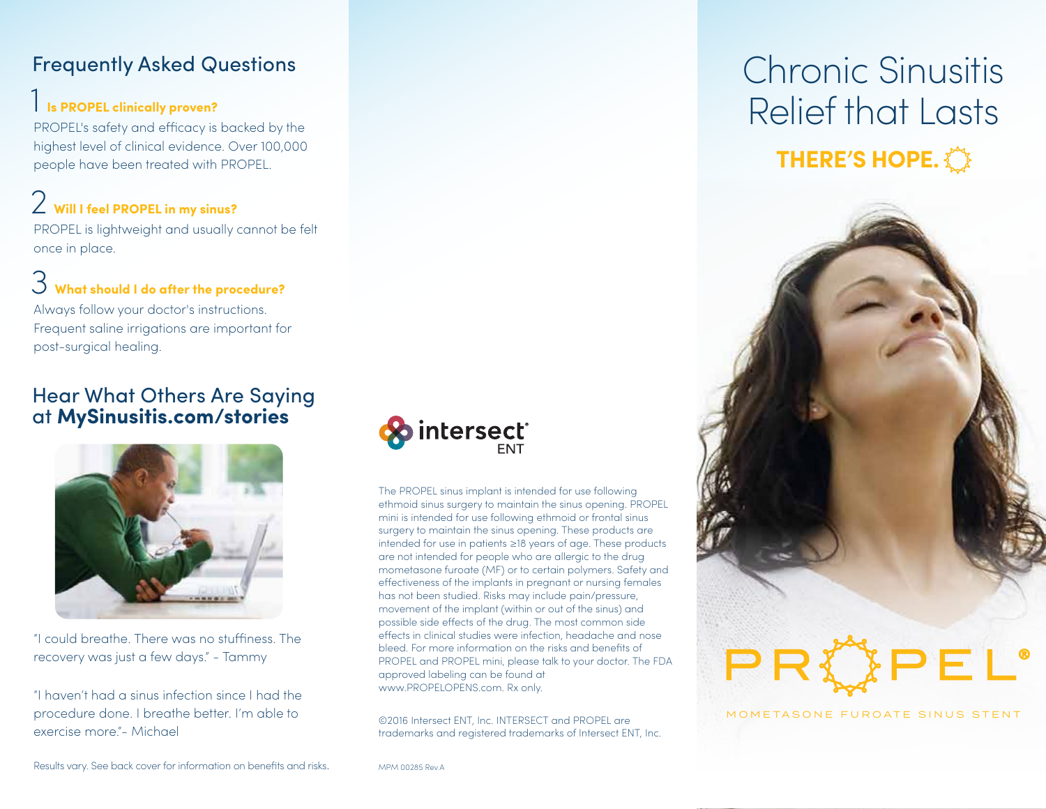## Frequently Asked Questions

### 1 Is PROPEL clinically proven?

PROPEL's safety and efficacy is backed by the highest level of clinical evidence. Over 100,000 people have been treated with PROPEL.

### 2 Will I feel PROPEL in my sinus?

PROPEL is lightweight and usually cannot be felt once in place.

### 3 What should I do after the procedure?

Always follow your doctor's instructions. Frequent saline irrigations are important for post-surgical healing.

## Hear What Others Are Saying at **MySinusitis.com/stories**

"I could breathe. There was no stuffiness. The recovery was just a few days." - Tammy

"I haven't had a sinus infection since I had the procedure done. I breathe better. I'm able to exercise more."- Michael

Results vary. See back cover for information on benefits and risks.

intersect ENT

The PROPEL sinus implant is intended for use following ethmoid sinus surgery to maintain the sinus opening. PROPEL mini is intended for use following ethmoid or frontal sinus surgery to maintain the sinus opening. These products are intended for use in patients ≥18 years of age. These products are not intended for people who are allergic to the drug mometasone furoate (MF) or to certain polymers. Safety and effectiveness of the implants in pregnant or nursing females has not been studied. Risks may include pain/pressure, movement of the implant (within or out of the sinus) and possible side effects of the drug. The most common side effects in clinical studies were infection, headache and nose bleed. For more information on the risks and benefits of PROPEL and PROPEL mini, please talk to your doctor. The FDA approved labeling can be found at www.PROPELOPENS.com. Rx only.

©2016 Intersect ENT, Inc. INTERSECT and PROPEL are trademarks and registered trademarks of Intersect ENT, Inc.

MPM 00285 Rev.A

# Chronic Sinusitis Relief that Lasts

**THERE'S HOPE.**

PROPEL®

MOMETASONE FUROATE SINUS STENT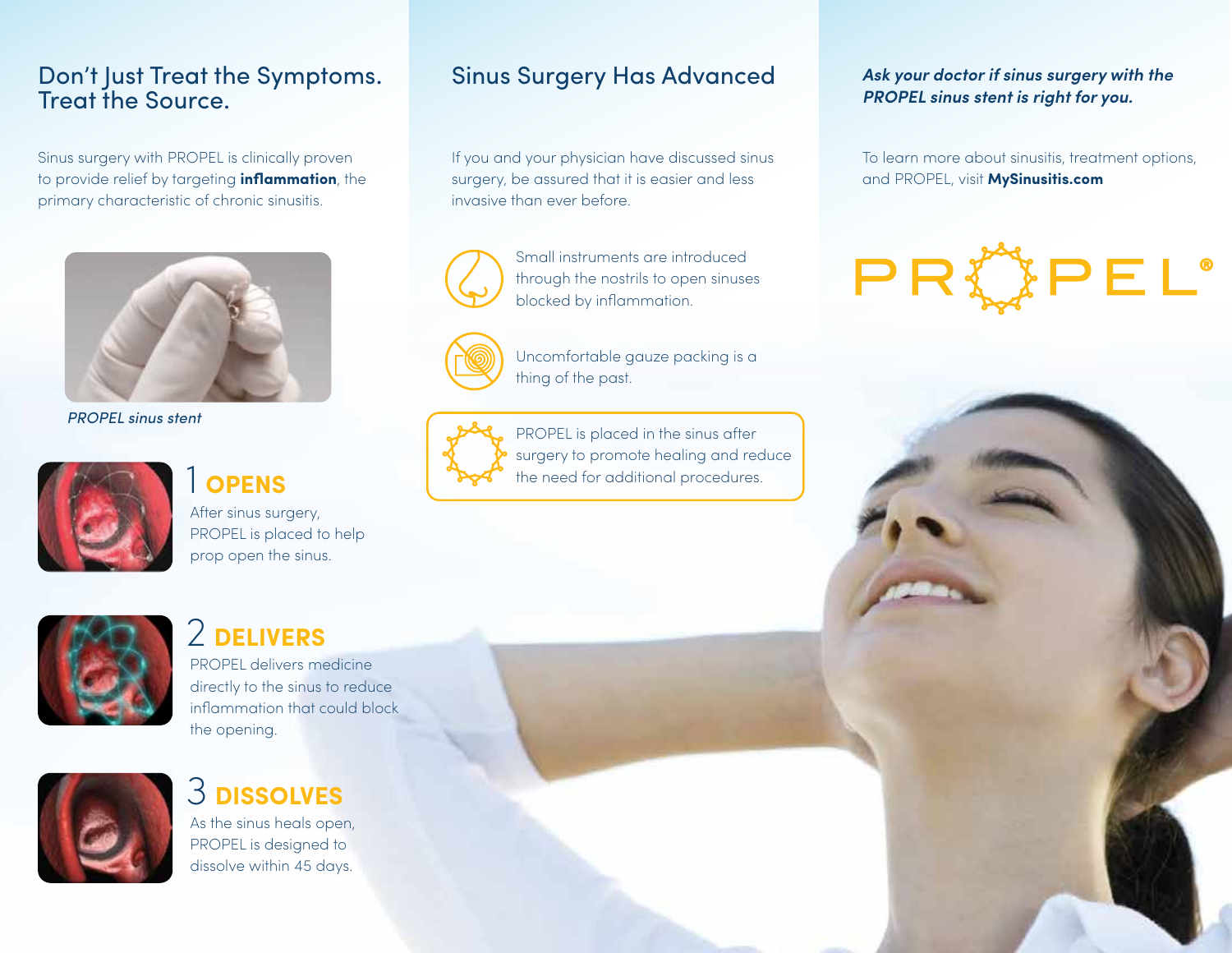## Don't Just Treat the Symptoms. Treat the Source.

Sinus surgery with PROPEL is clinically proven to provide relief by targeting **inflammation**, the primary characteristic of chronic sinusitis.

*PROPEL sinus stent*

### 1 OPENS

After sinus surgery, PROPEL is placed to help prop open the sinus.

### 2 DELIVERS

PROPEL delivers medicine directly to the sinus to reduce inflammation that could block the opening.

### 3 DISSOLVES

As the sinus heals open, PROPEL is designed to dissolve within 45 days.

## Sinus Surgery Has Advanced

If you and your physician have discussed sinus surgery, be assured that it is easier and less invasive than ever before.

Small instruments are introduced through the nostrils to open sinuses blocked by inflammation.

Uncomfortable gauze packing is a thing of the past.

PROPEL is placed in the sinus after surgery to promote healing and reduce the need for additional procedures.

***Ask your doctor if sinus surgery with the PROPEL sinus stent is right for you.***

To learn more about sinusitis, treatment options, and PROPEL, visit **MySinusitis.com**

PROPEL®